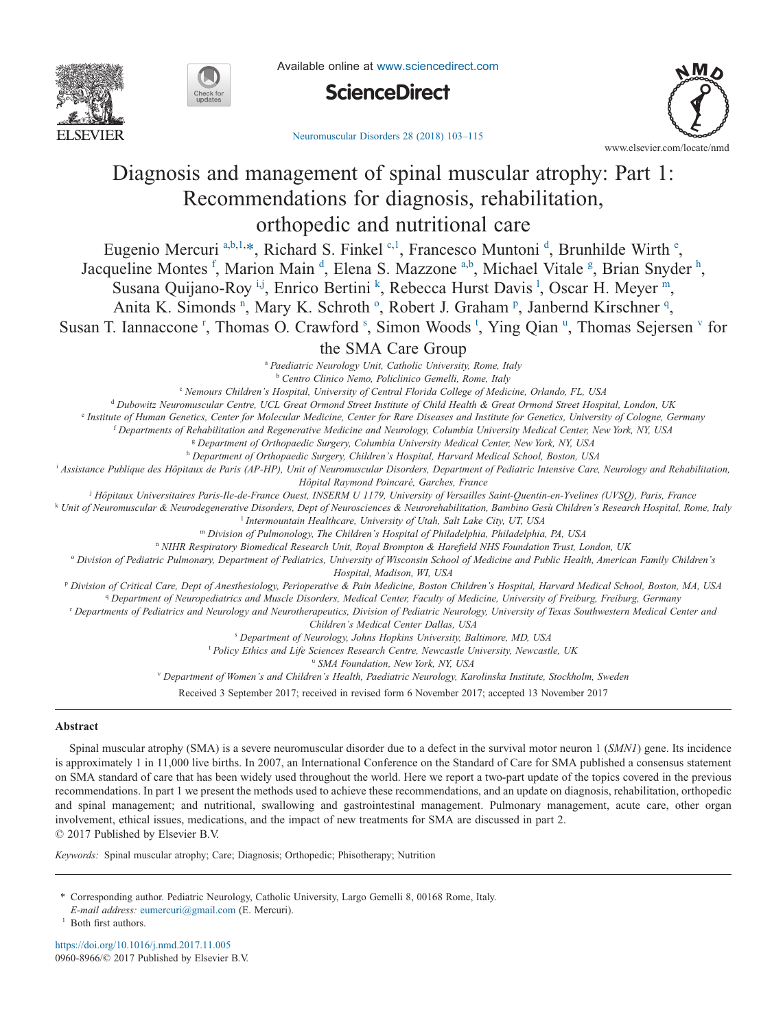Available online at www.sciencedirect.com

ScienceDirect

www.elsevier.com/locate/nmd

# Diagnosis and management of spinal muscular atrophy: Part 1: Recommendations for diagnosis, rehabilitation, orthopedic and nutritional care

Eugenio Mercuri [a,b,1,*], Richard S. Finkel [c,1], Francesco Muntoni [d], Brunhilde Wirth [e], Jacqueline Montes [f], Marion Main [d], Elena S. Mazzone [a,b], Michael Vitale [g], Brian Snyder [h], Susana Quijano-Roy [i,j], Enrico Bertini [k], Rebecca Hurst Davis [l], Oscar H. Meyer [m], Anita K. Simonds [n], Mary K. Schroth [o], Robert J. Graham [p], Janbernd Kirschner [q], Susan T. Iannaccone [r], Thomas O. Crawford [s], Simon Woods [t], Ying Qian [u], Thomas Sejersen [v] for the SMA Care Group

[a] Paediatric Neurology Unit, Catholic University, Rome, Italy
[b] Centro Clinico Nemo, Policlinico Gemelli, Rome, Italy
[c] Nemours Children's Hospital, University of Central Florida College of Medicine, Orlando, FL, USA
[d] Dubowitz Neuromuscular Centre, UCL Great Ormond Street Institute of Child Health & Great Ormond Street Hospital, London, UK
[e] Institute of Human Genetics, Center for Molecular Medicine, Center for Rare Diseases and Institute for Genetics, University of Cologne, Germany
[f] Departments of Rehabilitation and Regenerative Medicine and Neurology, Columbia University Medical Center, New York, NY, USA
[g] Department of Orthopaedic Surgery, Columbia University Medical Center, New York, NY, USA
[h] Department of Orthopaedic Surgery, Children's Hospital, Harvard Medical School, Boston, USA
[i] Assistance Publique des Hôpitaux de Paris (AP-HP), Unit of Neuromuscular Disorders, Department of Pediatric Intensive Care, Neurology and Rehabilitation, Hôpital Raymond Poincaré, Garches, France
[j] Hôpitaux Universitaires Paris-Ile-de-France Ouest, INSERM U 1179, University of Versailles Saint-Quentin-en-Yvelines (UVSQ), Paris, France
[k] Unit of Neuromuscular & Neurodegenerative Disorders, Dept of Neurosciences & Neurorehabilitation, Bambino Gesù Children's Research Hospital, Rome, Italy
[l] Intermountain Healthcare, University of Utah, Salt Lake City, UT, USA
[m] Division of Pulmonology, The Children's Hospital of Philadelphia, Philadelphia, PA, USA
[n] NIHR Respiratory Biomedical Research Unit, Royal Brompton & Harefield NHS Foundation Trust, London, UK
[o] Division of Pediatric Pulmonary, Department of Pediatrics, University of Wisconsin School of Medicine and Public Health, American Family Children's Hospital, Madison, WI, USA
[p] Division of Critical Care, Dept of Anesthesiology, Perioperative & Pain Medicine, Boston Children's Hospital, Harvard Medical School, Boston, MA, USA
[q] Department of Neuropediatrics and Muscle Disorders, Medical Center, Faculty of Medicine, University of Freiburg, Freiburg, Germany
[r] Departments of Pediatrics and Neurology and Neurotherapeutics, Division of Pediatric Neurology, University of Texas Southwestern Medical Center and Children's Medical Center Dallas, USA
[s] Department of Neurology, Johns Hopkins University, Baltimore, MD, USA
[t] Policy Ethics and Life Sciences Research Centre, Newcastle University, Newcastle, UK
[u] SMA Foundation, New York, NY, USA
[v] Department of Women's and Children's Health, Paediatric Neurology, Karolinska Institute, Stockholm, Sweden

Received 3 September 2017; received in revised form 6 November 2017; accepted 13 November 2017

## Abstract

Spinal muscular atrophy (SMA) is a severe neuromuscular disorder due to a defect in the survival motor neuron 1 (*SMN1*) gene. Its incidence is approximately 1 in 11,000 live births. In 2007, an International Conference on the Standard of Care for SMA published a consensus statement on SMA standard of care that has been widely used throughout the world. Here we report a two-part update of the topics covered in the previous recommendations. In part 1 we present the methods used to achieve these recommendations, and an update on diagnosis, rehabilitation, orthopedic and spinal management; and nutritional, swallowing and gastrointestinal management. Pulmonary management, acute care, other organ involvement, ethical issues, medications, and the impact of new treatments for SMA are discussed in part 2.
© 2017 Published by Elsevier B.V.

*Keywords:* Spinal muscular atrophy; Care; Diagnosis; Orthopedic; Phisotherapy; Nutrition

\* Corresponding author. Pediatric Neurology, Catholic University, Largo Gemelli 8, 00168 Rome, Italy.
*E-mail address:* eumercuri@gmail.com (E. Mercuri).
[1] Both first authors.

https://doi.org/10.1016/j.nmd.2017.11.005
0960-8966/© 2017 Published by Elsevier B.V.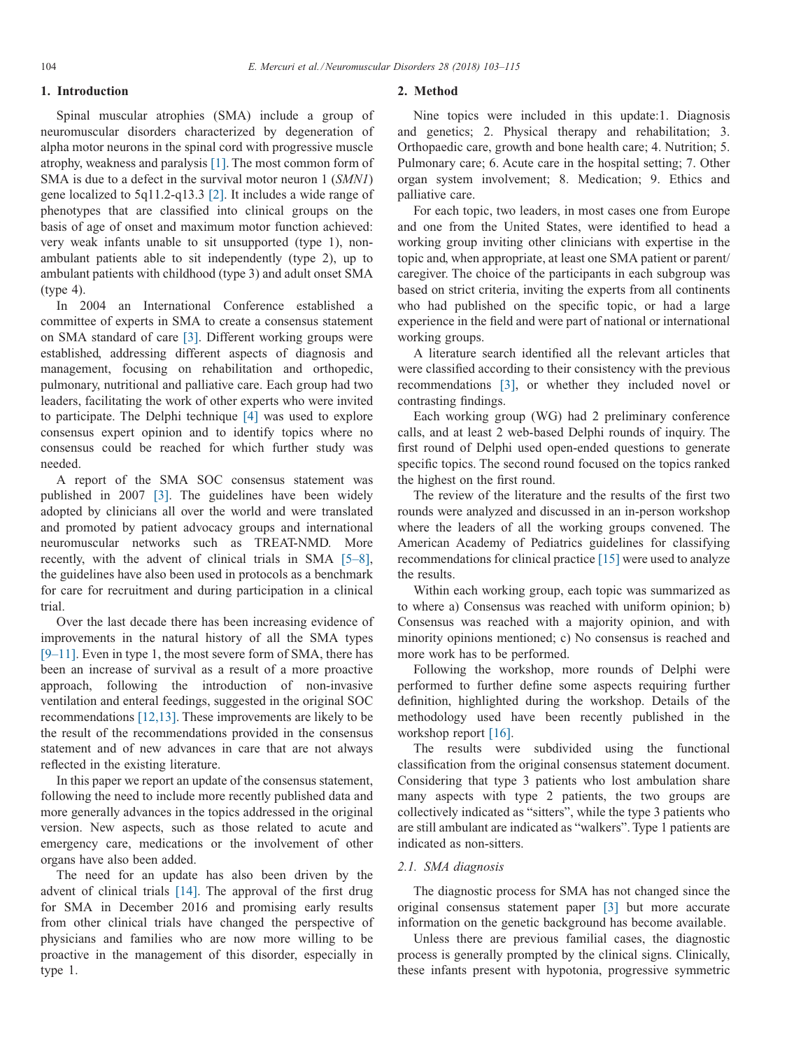## 1. Introduction

Spinal muscular atrophies (SMA) include a group of neuromuscular disorders characterized by degeneration of alpha motor neurons in the spinal cord with progressive muscle atrophy, weakness and paralysis [1]. The most common form of SMA is due to a defect in the survival motor neuron 1 (*SMN1*) gene localized to 5q11.2-q13.3 [2]. It includes a wide range of phenotypes that are classified into clinical groups on the basis of age of onset and maximum motor function achieved: very weak infants unable to sit unsupported (type 1), non-ambulant patients able to sit independently (type 2), up to ambulant patients with childhood (type 3) and adult onset SMA (type 4).

In 2004 an International Conference established a committee of experts in SMA to create a consensus statement on SMA standard of care [3]. Different working groups were established, addressing different aspects of diagnosis and management, focusing on rehabilitation and orthopedic, pulmonary, nutritional and palliative care. Each group had two leaders, facilitating the work of other experts who were invited to participate. The Delphi technique [4] was used to explore consensus expert opinion and to identify topics where no consensus could be reached for which further study was needed.

A report of the SMA SOC consensus statement was published in 2007 [3]. The guidelines have been widely adopted by clinicians all over the world and were translated and promoted by patient advocacy groups and international neuromuscular networks such as TREAT-NMD. More recently, with the advent of clinical trials in SMA [5–8], the guidelines have also been used in protocols as a benchmark for care for recruitment and during participation in a clinical trial.

Over the last decade there has been increasing evidence of improvements in the natural history of all the SMA types [9–11]. Even in type 1, the most severe form of SMA, there has been an increase of survival as a result of a more proactive approach, following the introduction of non-invasive ventilation and enteral feedings, suggested in the original SOC recommendations [12,13]. These improvements are likely to be the result of the recommendations provided in the consensus statement and of new advances in care that are not always reflected in the existing literature.

In this paper we report an update of the consensus statement, following the need to include more recently published data and more generally advances in the topics addressed in the original version. New aspects, such as those related to acute and emergency care, medications or the involvement of other organs have also been added.

The need for an update has also been driven by the advent of clinical trials [14]. The approval of the first drug for SMA in December 2016 and promising early results from other clinical trials have changed the perspective of physicians and families who are now more willing to be proactive in the management of this disorder, especially in type 1.

## 2. Method

Nine topics were included in this update:1. Diagnosis and genetics; 2. Physical therapy and rehabilitation; 3. Orthopaedic care, growth and bone health care; 4. Nutrition; 5. Pulmonary care; 6. Acute care in the hospital setting; 7. Other organ system involvement; 8. Medication; 9. Ethics and palliative care.

For each topic, two leaders, in most cases one from Europe and one from the United States, were identified to head a working group inviting other clinicians with expertise in the topic and, when appropriate, at least one SMA patient or parent/caregiver. The choice of the participants in each subgroup was based on strict criteria, inviting the experts from all continents who had published on the specific topic, or had a large experience in the field and were part of national or international working groups.

A literature search identified all the relevant articles that were classified according to their consistency with the previous recommendations [3], or whether they included novel or contrasting findings.

Each working group (WG) had 2 preliminary conference calls, and at least 2 web-based Delphi rounds of inquiry. The first round of Delphi used open-ended questions to generate specific topics. The second round focused on the topics ranked the highest on the first round.

The review of the literature and the results of the first two rounds were analyzed and discussed in an in-person workshop where the leaders of all the working groups convened. The American Academy of Pediatrics guidelines for classifying recommendations for clinical practice [15] were used to analyze the results.

Within each working group, each topic was summarized as to where a) Consensus was reached with uniform opinion; b) Consensus was reached with a majority opinion, and with minority opinions mentioned; c) No consensus is reached and more work has to be performed.

Following the workshop, more rounds of Delphi were performed to further define some aspects requiring further definition, highlighted during the workshop. Details of the methodology used have been recently published in the workshop report [16].

The results were subdivided using the functional classification from the original consensus statement document. Considering that type 3 patients who lost ambulation share many aspects with type 2 patients, the two groups are collectively indicated as "sitters", while the type 3 patients who are still ambulant are indicated as "walkers". Type 1 patients are indicated as non-sitters.

### 2.1. SMA diagnosis

The diagnostic process for SMA has not changed since the original consensus statement paper [3] but more accurate information on the genetic background has become available.

Unless there are previous familial cases, the diagnostic process is generally prompted by the clinical signs. Clinically, these infants present with hypotonia, progressive symmetric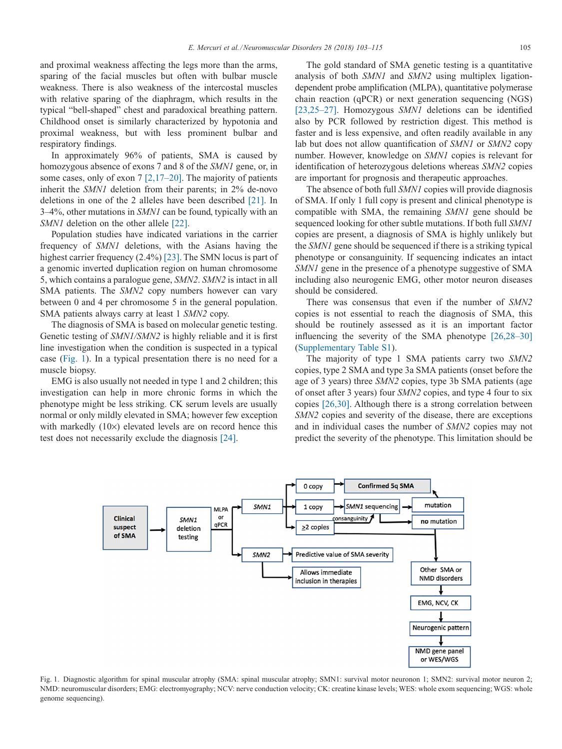and proximal weakness affecting the legs more than the arms, sparing of the facial muscles but often with bulbar muscle weakness. There is also weakness of the intercostal muscles with relative sparing of the diaphragm, which results in the typical "bell-shaped" chest and paradoxical breathing pattern. Childhood onset is similarly characterized by hypotonia and proximal weakness, but with less prominent bulbar and respiratory findings.

In approximately 96% of patients, SMA is caused by homozygous absence of exons 7 and 8 of the *SMN1* gene, or, in some cases, only of exon 7 [2,17–20]. The majority of patients inherit the *SMN1* deletion from their parents; in 2% de-novo deletions in one of the 2 alleles have been described [21]. In 3–4%, other mutations in *SMN1* can be found, typically with an *SMN1* deletion on the other allele [22].

Population studies have indicated variations in the carrier frequency of *SMN1* deletions, with the Asians having the highest carrier frequency (2.4%) [23]. The SMN locus is part of a genomic inverted duplication region on human chromosome 5, which contains a paralogue gene, *SMN2*. *SMN2* is intact in all SMA patients. The *SMN2* copy numbers however can vary between 0 and 4 per chromosome 5 in the general population. SMA patients always carry at least 1 *SMN2* copy.

The diagnosis of SMA is based on molecular genetic testing. Genetic testing of *SMN1/SMN2* is highly reliable and it is first line investigation when the condition is suspected in a typical case (Fig. 1). In a typical presentation there is no need for a muscle biopsy.

EMG is also usually not needed in type 1 and 2 children; this investigation can help in more chronic forms in which the phenotype might be less striking. CK serum levels are usually normal or only mildly elevated in SMA; however few exception with markedly (10×) elevated levels are on record hence this test does not necessarily exclude the diagnosis [24].

The gold standard of SMA genetic testing is a quantitative analysis of both *SMN1* and *SMN2* using multiplex ligation-dependent probe amplification (MLPA), quantitative polymerase chain reaction (qPCR) or next generation sequencing (NGS) [23,25–27]. Homozygous *SMN1* deletions can be identified also by PCR followed by restriction digest. This method is faster and is less expensive, and often readily available in any lab but does not allow quantification of *SMN1* or *SMN2* copy number. However, knowledge on *SMN1* copies is relevant for identification of heterozygous deletions whereas *SMN2* copies are important for prognosis and therapeutic approaches.

The absence of both full *SMN1* copies will provide diagnosis of SMA. If only 1 full copy is present and clinical phenotype is compatible with SMA, the remaining *SMN1* gene should be sequenced looking for other subtle mutations. If both full *SMN1* copies are present, a diagnosis of SMA is highly unlikely but the *SMN1* gene should be sequenced if there is a striking typical phenotype or consanguinity. If sequencing indicates an intact *SMN1* gene in the presence of a phenotype suggestive of SMA including also neurogenic EMG, other motor neuron diseases should be considered.

There was consensus that even if the number of *SMN2* copies is not essential to reach the diagnosis of SMA, this should be routinely assessed as it is an important factor influencing the severity of the SMA phenotype [26,28–30] (Supplementary Table S1).

The majority of type 1 SMA patients carry two *SMN2* copies, type 2 SMA and type 3a SMA patients (onset before the age of 3 years) three *SMN2* copies, type 3b SMA patients (age of onset after 3 years) four *SMN2* copies, and type 4 four to six copies [26,30]. Although there is a strong correlation between *SMN2* copies and severity of the disease, there are exceptions and in individual cases the number of *SMN2* copies may not predict the severity of the phenotype. This limitation should be

Clinical suspect of SMA → SMN1 deletion testing → (MLPA or qPCR) → SMN1: 0 copy → Confirmed 5q SMA; 1 copy → SMN1 sequencing → mutation (→ Confirmed 5q SMA) / no mutation; ≥2 copies → (consanguinity → SMN1 sequencing) → Other SMA or NMD disorders → EMG, NCV, CK → Neurogenic pattern → NMD gene panel or WES/WGS. SMN2 → Predictive value of SMA severity; Allows immediate inclusion in therapies.

Fig. 1. Diagnostic algorithm for spinal muscular atrophy (SMA: spinal muscular atrophy; SMN1: survival motor neuronon 1; SMN2: survival motor neuron 2; NMD: neuromuscular disorders; EMG: electromyography; NCV: nerve conduction velocity; CK: creatine kinase levels; WES: whole exom sequencing; WGS: whole genome sequencing).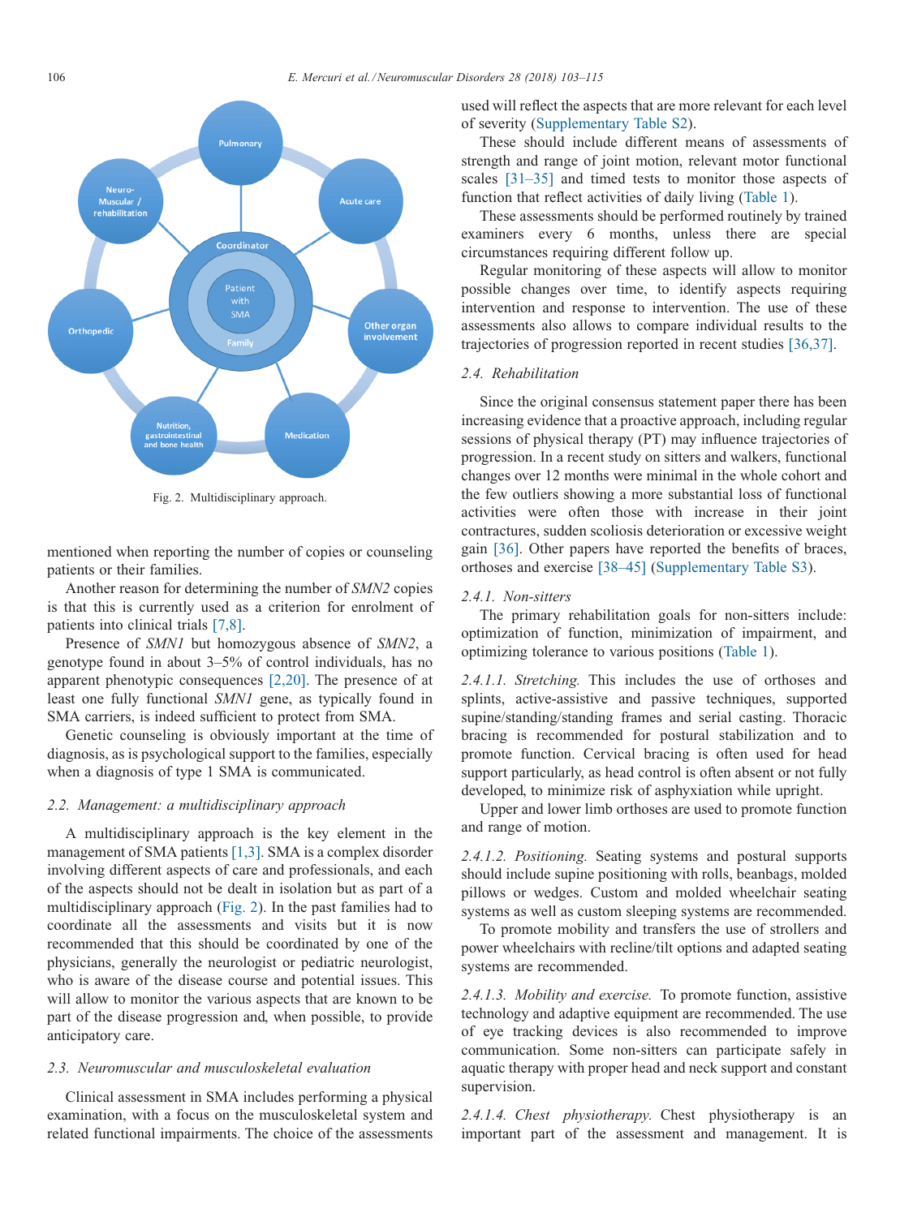Fig. 2. Multidisciplinary approach.

mentioned when reporting the number of copies or counseling patients or their families.

Another reason for determining the number of *SMN2* copies is that this is currently used as a criterion for enrolment of patients into clinical trials [7,8].

Presence of *SMN1* but homozygous absence of *SMN2*, a genotype found in about 3–5% of control individuals, has no apparent phenotypic consequences [2,20]. The presence of at least one fully functional *SMN1* gene, as typically found in SMA carriers, is indeed sufficient to protect from SMA.

Genetic counseling is obviously important at the time of diagnosis, as is psychological support to the families, especially when a diagnosis of type 1 SMA is communicated.

### *2.2. Management: a multidisciplinary approach*

A multidisciplinary approach is the key element in the management of SMA patients [1,3]. SMA is a complex disorder involving different aspects of care and professionals, and each of the aspects should not be dealt in isolation but as part of a multidisciplinary approach (Fig. 2). In the past families had to coordinate all the assessments and visits but it is now recommended that this should be coordinated by one of the physicians, generally the neurologist or pediatric neurologist, who is aware of the disease course and potential issues. This will allow to monitor the various aspects that are known to be part of the disease progression and, when possible, to provide anticipatory care.

### *2.3. Neuromuscular and musculoskeletal evaluation*

Clinical assessment in SMA includes performing a physical examination, with a focus on the musculoskeletal system and related functional impairments. The choice of the assessments used will reflect the aspects that are more relevant for each level of severity (Supplementary Table S2).

These should include different means of assessments of strength and range of joint motion, relevant motor functional scales [31–35] and timed tests to monitor those aspects of function that reflect activities of daily living (Table 1).

These assessments should be performed routinely by trained examiners every 6 months, unless there are special circumstances requiring different follow up.

Regular monitoring of these aspects will allow to monitor possible changes over time, to identify aspects requiring intervention and response to intervention. The use of these assessments also allows to compare individual results to the trajectories of progression reported in recent studies [36,37].

### *2.4. Rehabilitation*

Since the original consensus statement paper there has been increasing evidence that a proactive approach, including regular sessions of physical therapy (PT) may influence trajectories of progression. In a recent study on sitters and walkers, functional changes over 12 months were minimal in the whole cohort and the few outliers showing a more substantial loss of functional activities were often those with increase in their joint contractures, sudden scoliosis deterioration or excessive weight gain [36]. Other papers have reported the benefits of braces, orthoses and exercise [38–45] (Supplementary Table S3).

#### *2.4.1. Non-sitters*

The primary rehabilitation goals for non-sitters include: optimization of function, minimization of impairment, and optimizing tolerance to various positions (Table 1).

*2.4.1.1. Stretching.* This includes the use of orthoses and splints, active-assistive and passive techniques, supported supine/standing/standing frames and serial casting. Thoracic bracing is recommended for postural stabilization and to promote function. Cervical bracing is often used for head support particularly, as head control is often absent or not fully developed, to minimize risk of asphyxiation while upright.

Upper and lower limb orthoses are used to promote function and range of motion.

*2.4.1.2. Positioning.* Seating systems and postural supports should include supine positioning with rolls, beanbags, molded pillows or wedges. Custom and molded wheelchair seating systems as well as custom sleeping systems are recommended.

To promote mobility and transfers the use of strollers and power wheelchairs with recline/tilt options and adapted seating systems are recommended.

*2.4.1.3. Mobility and exercise.* To promote function, assistive technology and adaptive equipment are recommended. The use of eye tracking devices is also recommended to improve communication. Some non-sitters can participate safely in aquatic therapy with proper head and neck support and constant supervision.

*2.4.1.4. Chest physiotherapy.* Chest physiotherapy is an important part of the assessment and management. It is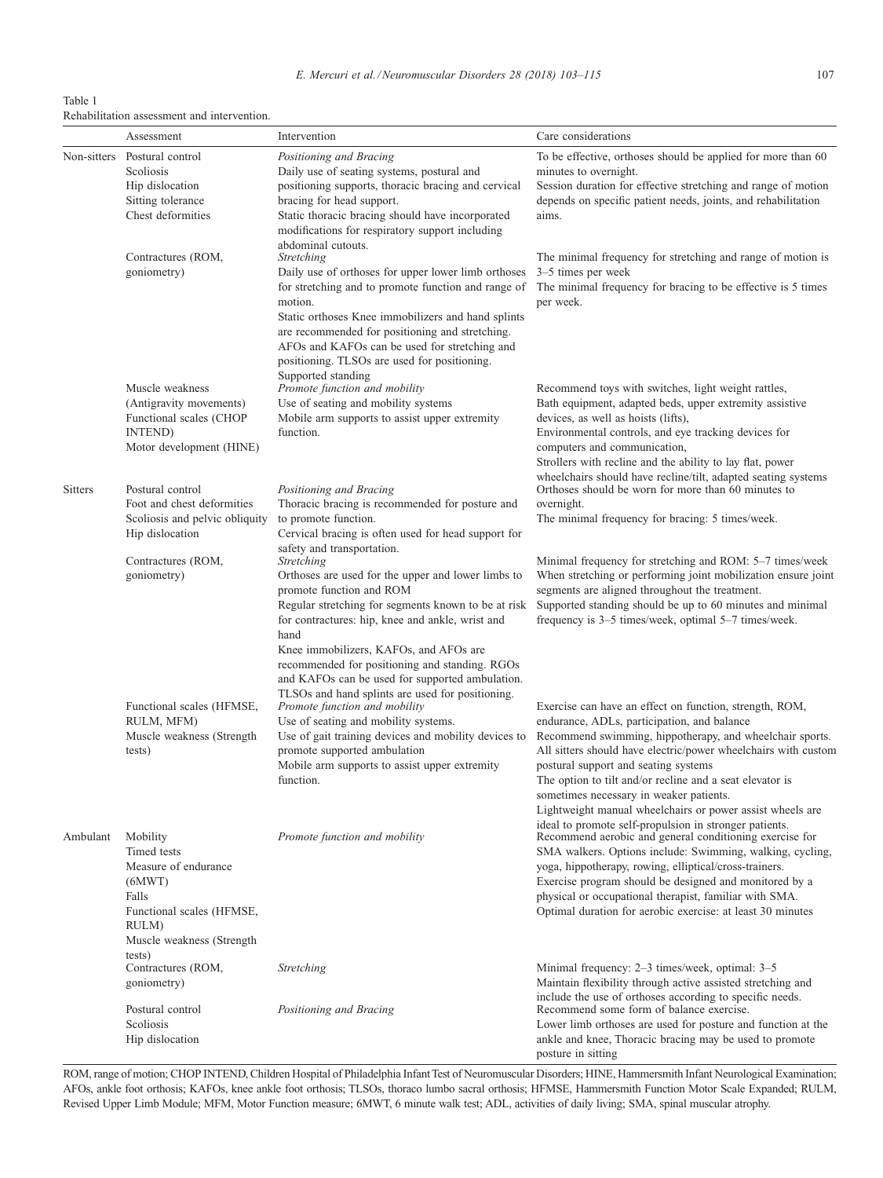Table 1
Rehabilitation assessment and intervention.

| | Assessment | Intervention | Care considerations |
|---|---|---|---|
| Non-sitters | Postural control<br>Scoliosis<br>Hip dislocation<br>Sitting tolerance<br>Chest deformities | *Positioning and Bracing*<br>Daily use of seating systems, postural and positioning supports, thoracic bracing and cervical bracing for head support.<br>Static thoracic bracing should have incorporated modifications for respiratory support including abdominal cutouts. | To be effective, orthoses should be applied for more than 60 minutes to overnight.<br>Session duration for effective stretching and range of motion depends on specific patient needs, joints, and rehabilitation aims. |
| | Contractures (ROM, goniometry) | *Stretching*<br>Daily use of orthoses for upper lower limb orthoses for stretching and to promote function and range of motion.<br>Static orthoses Knee immobilizers and hand splints are recommended for positioning and stretching. AFOs and KAFOs can be used for stretching and positioning. TLSOs are used for positioning.<br>Supported standing | The minimal frequency for stretching and range of motion is 3–5 times per week<br>The minimal frequency for bracing to be effective is 5 times per week. |
| | Muscle weakness (Antigravity movements)<br>Functional scales (CHOP INTEND)<br>Motor development (HINE) | *Promote function and mobility*<br>Use of seating and mobility systems<br>Mobile arm supports to assist upper extremity function. | Recommend toys with switches, light weight rattles,<br>Bath equipment, adapted beds, upper extremity assistive devices, as well as hoists (lifts),<br>Environmental controls, and eye tracking devices for computers and communication,<br>Strollers with recline and the ability to lay flat, power wheelchairs should have recline/tilt, adapted seating systems |
| Sitters | Postural control<br>Foot and chest deformities<br>Scoliosis and pelvic obliquity<br>Hip dislocation | *Positioning and Bracing*<br>Thoracic bracing is recommended for posture and to promote function.<br>Cervical bracing is often used for head support for safety and transportation. | Orthoses should be worn for more than 60 minutes to overnight.<br>The minimal frequency for bracing: 5 times/week. |
| | Contractures (ROM, goniometry) | *Stretching*<br>Orthoses are used for the upper and lower limbs to promote function and ROM<br>Regular stretching for segments known to be at risk for contractures: hip, knee and ankle, wrist and hand<br>Knee immobilizers, KAFOs, and AFOs are recommended for positioning and standing. RGOs and KAFOs can be used for supported ambulation.<br>TLSOs and hand splints are used for positioning. | Minimal frequency for stretching and ROM: 5–7 times/week<br>When stretching or performing joint mobilization ensure joint segments are aligned throughout the treatment.<br>Supported standing should be up to 60 minutes and minimal frequency is 3–5 times/week, optimal 5–7 times/week. |
| | Functional scales (HFMSE, RULM, MFM)<br>Muscle weakness (Strength tests) | *Promote function and mobility*<br>Use of seating and mobility systems.<br>Use of gait training devices and mobility devices to promote supported ambulation<br>Mobile arm supports to assist upper extremity function. | Exercise can have an effect on function, strength, ROM, endurance, ADLs, participation, and balance<br>Recommend swimming, hippotherapy, and wheelchair sports.<br>All sitters should have electric/power wheelchairs with custom postural support and seating systems<br>The option to tilt and/or recline and a seat elevator is sometimes necessary in weaker patients.<br>Lightweight manual wheelchairs or power assist wheels are ideal to promote self-propulsion in stronger patients. |
| Ambulant | Mobility<br>Timed tests<br>Measure of endurance (6MWT)<br>Falls<br>Functional scales (HFMSE, RULM)<br>Muscle weakness (Strength tests) | *Promote function and mobility* | Recommend aerobic and general conditioning exercise for SMA walkers. Options include: Swimming, walking, cycling, yoga, hippotherapy, rowing, elliptical/cross-trainers.<br>Exercise program should be designed and monitored by a physical or occupational therapist, familiar with SMA.<br>Optimal duration for aerobic exercise: at least 30 minutes |
| | Contractures (ROM, goniometry) | *Stretching* | Minimal frequency: 2–3 times/week, optimal: 3–5<br>Maintain flexibility through active assisted stretching and include the use of orthoses according to specific needs. |
| | Postural control<br>Scoliosis<br>Hip dislocation | *Positioning and Bracing* | Recommend some form of balance exercise.<br>Lower limb orthoses are used for posture and function at the ankle and knee, Thoracic bracing may be used to promote posture in sitting |

ROM, range of motion; CHOP INTEND, Children Hospital of Philadelphia Infant Test of Neuromuscular Disorders; HINE, Hammersmith Infant Neurological Examination; AFOs, ankle foot orthosis; KAFOs, knee ankle foot orthosis; TLSOs, thoraco lumbo sacral orthosis; HFMSE, Hammersmith Function Motor Scale Expanded; RULM, Revised Upper Limb Module; MFM, Motor Function measure; 6MWT, 6 minute walk test; ADL, activities of daily living; SMA, spinal muscular atrophy.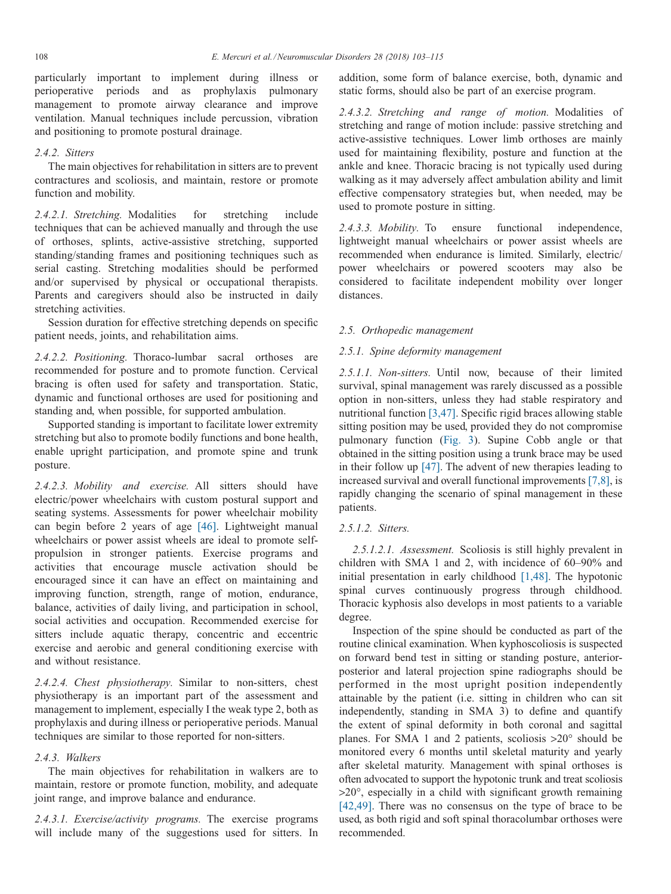particularly important to implement during illness or perioperative periods and as prophylaxis pulmonary management to promote airway clearance and improve ventilation. Manual techniques include percussion, vibration and positioning to promote postural drainage.

### 2.4.2. Sitters

The main objectives for rehabilitation in sitters are to prevent contractures and scoliosis, and maintain, restore or promote function and mobility.

*2.4.2.1. Stretching.* Modalities for stretching include techniques that can be achieved manually and through the use of orthoses, splints, active-assistive stretching, supported standing/standing frames and positioning techniques such as serial casting. Stretching modalities should be performed and/or supervised by physical or occupational therapists. Parents and caregivers should also be instructed in daily stretching activities.

Session duration for effective stretching depends on specific patient needs, joints, and rehabilitation aims.

*2.4.2.2. Positioning.* Thoraco-lumbar sacral orthoses are recommended for posture and to promote function. Cervical bracing is often used for safety and transportation. Static, dynamic and functional orthoses are used for positioning and standing and, when possible, for supported ambulation.

Supported standing is important to facilitate lower extremity stretching but also to promote bodily functions and bone health, enable upright participation, and promote spine and trunk posture.

*2.4.2.3. Mobility and exercise.* All sitters should have electric/power wheelchairs with custom postural support and seating systems. Assessments for power wheelchair mobility can begin before 2 years of age [46]. Lightweight manual wheelchairs or power assist wheels are ideal to promote self-propulsion in stronger patients. Exercise programs and activities that encourage muscle activation should be encouraged since it can have an effect on maintaining and improving function, strength, range of motion, endurance, balance, activities of daily living, and participation in school, social activities and occupation. Recommended exercise for sitters include aquatic therapy, concentric and eccentric exercise and aerobic and general conditioning exercise with and without resistance.

*2.4.2.4. Chest physiotherapy.* Similar to non-sitters, chest physiotherapy is an important part of the assessment and management to implement, especially I the weak type 2, both as prophylaxis and during illness or perioperative periods. Manual techniques are similar to those reported for non-sitters.

### 2.4.3. Walkers

The main objectives for rehabilitation in walkers are to maintain, restore or promote function, mobility, and adequate joint range, and improve balance and endurance.

*2.4.3.1. Exercise/activity programs.* The exercise programs will include many of the suggestions used for sitters. In addition, some form of balance exercise, both, dynamic and static forms, should also be part of an exercise program.

*2.4.3.2. Stretching and range of motion.* Modalities of stretching and range of motion include: passive stretching and active-assistive techniques. Lower limb orthoses are mainly used for maintaining flexibility, posture and function at the ankle and knee. Thoracic bracing is not typically used during walking as it may adversely affect ambulation ability and limit effective compensatory strategies but, when needed, may be used to promote posture in sitting.

*2.4.3.3. Mobility.* To ensure functional independence, lightweight manual wheelchairs or power assist wheels are recommended when endurance is limited. Similarly, electric/power wheelchairs or powered scooters may also be considered to facilitate independent mobility over longer distances.

## 2.5. Orthopedic management

### 2.5.1. Spine deformity management

*2.5.1.1. Non-sitters.* Until now, because of their limited survival, spinal management was rarely discussed as a possible option in non-sitters, unless they had stable respiratory and nutritional function [3,47]. Specific rigid braces allowing stable sitting position may be used, provided they do not compromise pulmonary function (Fig. 3). Supine Cobb angle or that obtained in the sitting position using a trunk brace may be used in their follow up [47]. The advent of new therapies leading to increased survival and overall functional improvements [7,8], is rapidly changing the scenario of spinal management in these patients.

*2.5.1.2. Sitters.*

*2.5.1.2.1. Assessment.* Scoliosis is still highly prevalent in children with SMA 1 and 2, with incidence of 60–90% and initial presentation in early childhood [1,48]. The hypotonic spinal curves continuously progress through childhood. Thoracic kyphosis also develops in most patients to a variable degree.

Inspection of the spine should be conducted as part of the routine clinical examination. When kyphoscoliosis is suspected on forward bend test in sitting or standing posture, anterior-posterior and lateral projection spine radiographs should be performed in the most upright position independently attainable by the patient (i.e. sitting in children who can sit independently, standing in SMA 3) to define and quantify the extent of spinal deformity in both coronal and sagittal planes. For SMA 1 and 2 patients, scoliosis >20° should be monitored every 6 months until skeletal maturity and yearly after skeletal maturity. Management with spinal orthoses is often advocated to support the hypotonic trunk and treat scoliosis >20°, especially in a child with significant growth remaining [42,49]. There was no consensus on the type of brace to be used, as both rigid and soft spinal thoracolumbar orthoses were recommended.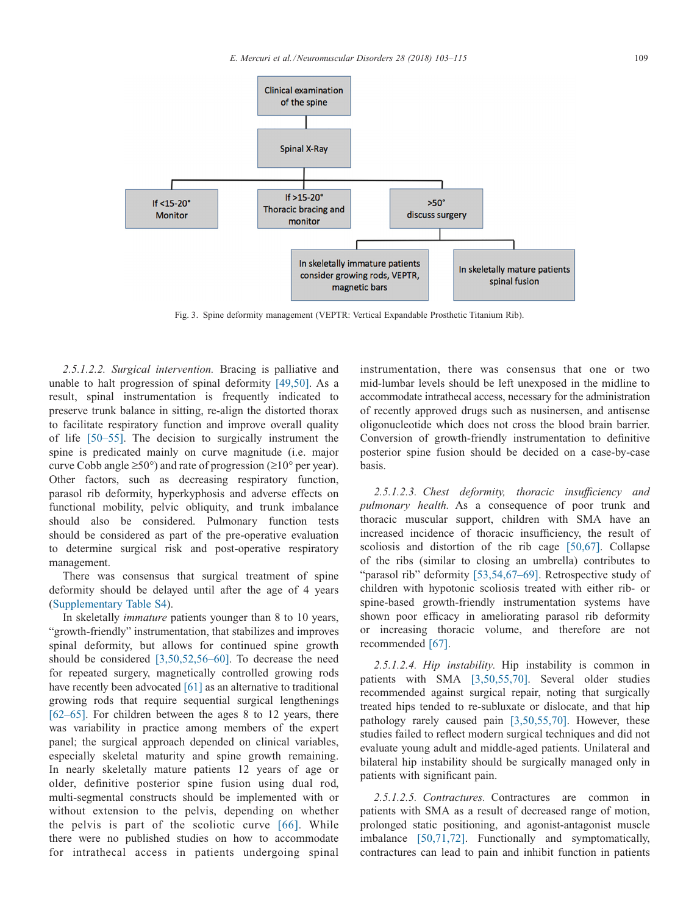Clinical examination of the spine

Spinal X-Ray

If <15-20° Monitor

If >15-20° Thoracic bracing and monitor

>50° discuss surgery

In skeletally immature patients consider growing rods, VEPTR, magnetic bars

In skeletally mature patients spinal fusion

Fig. 3. Spine deformity management (VEPTR: Vertical Expandable Prosthetic Titanium Rib).

*2.5.1.2.2. Surgical intervention.* Bracing is palliative and unable to halt progression of spinal deformity [49,50]. As a result, spinal instrumentation is frequently indicated to preserve trunk balance in sitting, re-align the distorted thorax to facilitate respiratory function and improve overall quality of life [50–55]. The decision to surgically instrument the spine is predicated mainly on curve magnitude (i.e. major curve Cobb angle ≥50°) and rate of progression (≥10° per year). Other factors, such as decreasing respiratory function, parasol rib deformity, hyperkyphosis and adverse effects on functional mobility, pelvic obliquity, and trunk imbalance should also be considered. Pulmonary function tests should be considered as part of the pre-operative evaluation to determine surgical risk and post-operative respiratory management.

There was consensus that surgical treatment of spine deformity should be delayed until after the age of 4 years (Supplementary Table S4).

In skeletally *immature* patients younger than 8 to 10 years, "growth-friendly" instrumentation, that stabilizes and improves spinal deformity, but allows for continued spine growth should be considered [3,50,52,56–60]. To decrease the need for repeated surgery, magnetically controlled growing rods have recently been advocated [61] as an alternative to traditional growing rods that require sequential surgical lengthenings [62–65]. For children between the ages 8 to 12 years, there was variability in practice among members of the expert panel; the surgical approach depended on clinical variables, especially skeletal maturity and spine growth remaining. In nearly skeletally mature patients 12 years of age or older, definitive posterior spine fusion using dual rod, multi-segmental constructs should be implemented with or without extension to the pelvis, depending on whether the pelvis is part of the scoliotic curve [66]. While there were no published studies on how to accommodate for intrathecal access in patients undergoing spinal instrumentation, there was consensus that one or two mid-lumbar levels should be left unexposed in the midline to accommodate intrathecal access, necessary for the administration of recently approved drugs such as nusinersen, and antisense oligonucleotide which does not cross the blood brain barrier. Conversion of growth-friendly instrumentation to definitive posterior spine fusion should be decided on a case-by-case basis.

*2.5.1.2.3. Chest deformity, thoracic insufficiency and pulmonary health.* As a consequence of poor trunk and thoracic muscular support, children with SMA have an increased incidence of thoracic insufficiency, the result of scoliosis and distortion of the rib cage [50,67]. Collapse of the ribs (similar to closing an umbrella) contributes to "parasol rib" deformity [53,54,67–69]. Retrospective study of children with hypotonic scoliosis treated with either rib- or spine-based growth-friendly instrumentation systems have shown poor efficacy in ameliorating parasol rib deformity or increasing thoracic volume, and therefore are not recommended [67].

*2.5.1.2.4. Hip instability.* Hip instability is common in patients with SMA [3,50,55,70]. Several older studies recommended against surgical repair, noting that surgically treated hips tended to re-subluxate or dislocate, and that hip pathology rarely caused pain [3,50,55,70]. However, these studies failed to reflect modern surgical techniques and did not evaluate young adult and middle-aged patients. Unilateral and bilateral hip instability should be surgically managed only in patients with significant pain.

*2.5.1.2.5. Contractures.* Contractures are common in patients with SMA as a result of decreased range of motion, prolonged static positioning, and agonist-antagonist muscle imbalance [50,71,72]. Functionally and symptomatically, contractures can lead to pain and inhibit function in patients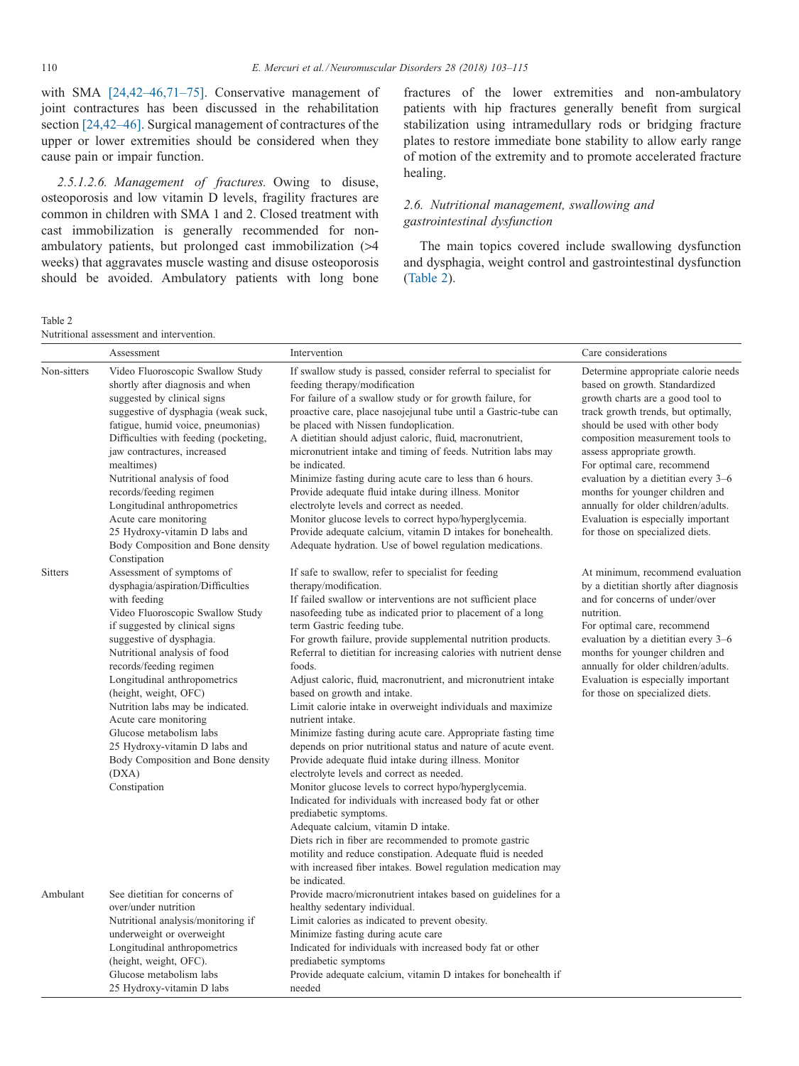with SMA [24,42–46,71–75]. Conservative management of joint contractures has been discussed in the rehabilitation section [24,42–46]. Surgical management of contractures of the upper or lower extremities should be considered when they cause pain or impair function.

*2.5.1.2.6. Management of fractures.* Owing to disuse, osteoporosis and low vitamin D levels, fragility fractures are common in children with SMA 1 and 2. Closed treatment with cast immobilization is generally recommended for non-ambulatory patients, but prolonged cast immobilization (>4 weeks) that aggravates muscle wasting and disuse osteoporosis should be avoided. Ambulatory patients with long bone fractures of the lower extremities and non-ambulatory patients with hip fractures generally benefit from surgical stabilization using intramedullary rods or bridging fracture plates to restore immediate bone stability to allow early range of motion of the extremity and to promote accelerated fracture healing.

### *2.6. Nutritional management, swallowing and gastrointestinal dysfunction*

The main topics covered include swallowing dysfunction and dysphagia, weight control and gastrointestinal dysfunction (Table 2).

Table 2
Nutritional assessment and intervention.

| | Assessment | Intervention | Care considerations |
|---|---|---|---|
| Non-sitters | Video Fluoroscopic Swallow Study shortly after diagnosis and when suggested by clinical signs suggestive of dysphagia (weak suck, fatigue, humid voice, pneumonias)<br>Difficulties with feeding (pocketing, jaw contractures, increased mealtimes)<br>Nutritional analysis of food records/feeding regimen<br>Longitudinal anthropometrics<br>Acute care monitoring<br>25 Hydroxy-vitamin D labs and Body Composition and Bone density<br>Constipation | If swallow study is passed, consider referral to specialist for feeding therapy/modification<br>For failure of a swallow study or for growth failure, for proactive care, place nasojejunal tube until a Gastric-tube can be placed with Nissen fundoplication.<br>A dietitian should adjust caloric, fluid, macronutrient, micronutrient intake and timing of feeds. Nutrition labs may be indicated.<br>Minimize fasting during acute care to less than 6 hours.<br>Provide adequate fluid intake during illness. Monitor electrolyte levels and correct as needed.<br>Monitor glucose levels to correct hypo/hyperglycemia.<br>Provide adequate calcium, vitamin D intakes for bonehealth.<br>Adequate hydration. Use of bowel regulation medications. | Determine appropriate calorie needs based on growth. Standardized growth charts are a good tool to track growth trends, but optimally, should be used with other body composition measurement tools to assess appropriate growth.<br>For optimal care, recommend evaluation by a dietitian every 3–6 months for younger children and annually for older children/adults. Evaluation is especially important for those on specialized diets. |
| Sitters | Assessment of symptoms of dysphagia/aspiration/Difficulties with feeding<br>Video Fluoroscopic Swallow Study if suggested by clinical signs suggestive of dysphagia.<br>Nutritional analysis of food records/feeding regimen<br>Longitudinal anthropometrics (height, weight, OFC)<br>Nutrition labs may be indicated.<br>Acute care monitoring<br>Glucose metabolism labs<br>25 Hydroxy-vitamin D labs and Body Composition and Bone density (DXA)<br>Constipation | If safe to swallow, refer to specialist for feeding therapy/modification.<br>If failed swallow or interventions are not sufficient place nasofeeding tube as indicated prior to placement of a long term Gastric feeding tube.<br>For growth failure, provide supplemental nutrition products.<br>Referral to dietitian for increasing calories with nutrient dense foods.<br>Adjust caloric, fluid, macronutrient, and micronutrient intake based on growth and intake.<br>Limit calorie intake in overweight individuals and maximize nutrient intake.<br>Minimize fasting during acute care. Appropriate fasting time depends on prior nutritional status and nature of acute event.<br>Provide adequate fluid intake during illness. Monitor electrolyte levels and correct as needed.<br>Monitor glucose levels to correct hypo/hyperglycemia.<br>Indicated for individuals with increased body fat or other prediabetic symptoms.<br>Adequate calcium, vitamin D intake.<br>Diets rich in fiber are recommended to promote gastric motility and reduce constipation. Adequate fluid is needed with increased fiber intakes. Bowel regulation medication may be indicated. | At minimum, recommend evaluation by a dietitian shortly after diagnosis and for concerns of under/over nutrition.<br>For optimal care, recommend evaluation by a dietitian every 3–6 months for younger children and annually for older children/adults. Evaluation is especially important for those on specialized diets. |
| Ambulant | See dietitian for concerns of over/under nutrition<br>Nutritional analysis/monitoring if underweight or overweight<br>Longitudinal anthropometrics (height, weight, OFC).<br>Glucose metabolism labs<br>25 Hydroxy-vitamin D labs | Provide macro/micronutrient intakes based on guidelines for a healthy sedentary individual.<br>Limit calories as indicated to prevent obesity.<br>Minimize fasting during acute care<br>Indicated for individuals with increased body fat or other prediabetic symptoms<br>Provide adequate calcium, vitamin D intakes for bonehealth if needed | |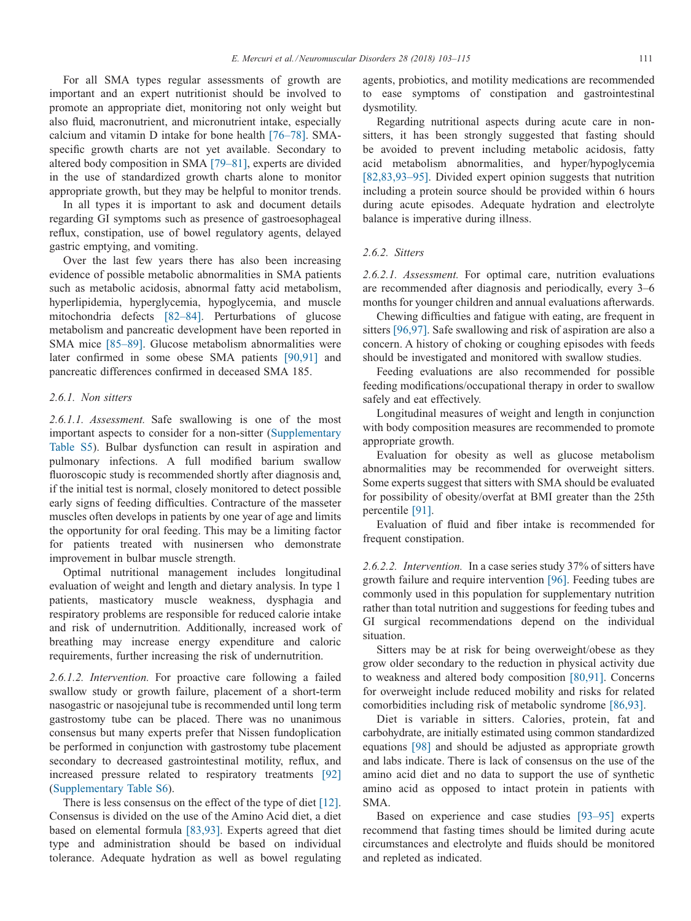For all SMA types regular assessments of growth are important and an expert nutritionist should be involved to promote an appropriate diet, monitoring not only weight but also fluid, macronutrient, and micronutrient intake, especially calcium and vitamin D intake for bone health [76–78]. SMA-specific growth charts are not yet available. Secondary to altered body composition in SMA [79–81], experts are divided in the use of standardized growth charts alone to monitor appropriate growth, but they may be helpful to monitor trends.

In all types it is important to ask and document details regarding GI symptoms such as presence of gastroesophageal reflux, constipation, use of bowel regulatory agents, delayed gastric emptying, and vomiting.

Over the last few years there has also been increasing evidence of possible metabolic abnormalities in SMA patients such as metabolic acidosis, abnormal fatty acid metabolism, hyperlipidemia, hyperglycemia, hypoglycemia, and muscle mitochondria defects [82–84]. Perturbations of glucose metabolism and pancreatic development have been reported in SMA mice [85–89]. Glucose metabolism abnormalities were later confirmed in some obese SMA patients [90,91] and pancreatic differences confirmed in deceased SMA 185.

### 2.6.1. Non sitters

*2.6.1.1. Assessment.* Safe swallowing is one of the most important aspects to consider for a non-sitter (Supplementary Table S5). Bulbar dysfunction can result in aspiration and pulmonary infections. A full modified barium swallow fluoroscopic study is recommended shortly after diagnosis and, if the initial test is normal, closely monitored to detect possible early signs of feeding difficulties. Contracture of the masseter muscles often develops in patients by one year of age and limits the opportunity for oral feeding. This may be a limiting factor for patients treated with nusinersen who demonstrate improvement in bulbar muscle strength.

Optimal nutritional management includes longitudinal evaluation of weight and length and dietary analysis. In type 1 patients, masticatory muscle weakness, dysphagia and respiratory problems are responsible for reduced calorie intake and risk of undernutrition. Additionally, increased work of breathing may increase energy expenditure and caloric requirements, further increasing the risk of undernutrition.

*2.6.1.2. Intervention.* For proactive care following a failed swallow study or growth failure, placement of a short-term nasogastric or nasojejunal tube is recommended until long term gastrostomy tube can be placed. There was no unanimous consensus but many experts prefer that Nissen fundoplication be performed in conjunction with gastrostomy tube placement secondary to decreased gastrointestinal motility, reflux, and increased pressure related to respiratory treatments [92] (Supplementary Table S6).

There is less consensus on the effect of the type of diet [12]. Consensus is divided on the use of the Amino Acid diet, a diet based on elemental formula [83,93]. Experts agreed that diet type and administration should be based on individual tolerance. Adequate hydration as well as bowel regulating agents, probiotics, and motility medications are recommended to ease symptoms of constipation and gastrointestinal dysmotility.

Regarding nutritional aspects during acute care in non-sitters, it has been strongly suggested that fasting should be avoided to prevent including metabolic acidosis, fatty acid metabolism abnormalities, and hyper/hypoglycemia [82,83,93–95]. Divided expert opinion suggests that nutrition including a protein source should be provided within 6 hours during acute episodes. Adequate hydration and electrolyte balance is imperative during illness.

### 2.6.2. Sitters

*2.6.2.1. Assessment.* For optimal care, nutrition evaluations are recommended after diagnosis and periodically, every 3–6 months for younger children and annual evaluations afterwards.

Chewing difficulties and fatigue with eating, are frequent in sitters [96,97]. Safe swallowing and risk of aspiration are also a concern. A history of choking or coughing episodes with feeds should be investigated and monitored with swallow studies.

Feeding evaluations are also recommended for possible feeding modifications/occupational therapy in order to swallow safely and eat effectively.

Longitudinal measures of weight and length in conjunction with body composition measures are recommended to promote appropriate growth.

Evaluation for obesity as well as glucose metabolism abnormalities may be recommended for overweight sitters. Some experts suggest that sitters with SMA should be evaluated for possibility of obesity/overfat at BMI greater than the 25th percentile [91].

Evaluation of fluid and fiber intake is recommended for frequent constipation.

*2.6.2.2. Intervention.* In a case series study 37% of sitters have growth failure and require intervention [96]. Feeding tubes are commonly used in this population for supplementary nutrition rather than total nutrition and suggestions for feeding tubes and GI surgical recommendations depend on the individual situation.

Sitters may be at risk for being overweight/obese as they grow older secondary to the reduction in physical activity due to weakness and altered body composition [80,91]. Concerns for overweight include reduced mobility and risks for related comorbidities including risk of metabolic syndrome [86,93].

Diet is variable in sitters. Calories, protein, fat and carbohydrate, are initially estimated using common standardized equations [98] and should be adjusted as appropriate growth and labs indicate. There is lack of consensus on the use of the amino acid diet and no data to support the use of synthetic amino acid as opposed to intact protein in patients with SMA.

Based on experience and case studies [93–95] experts recommend that fasting times should be limited during acute circumstances and electrolyte and fluids should be monitored and repleted as indicated.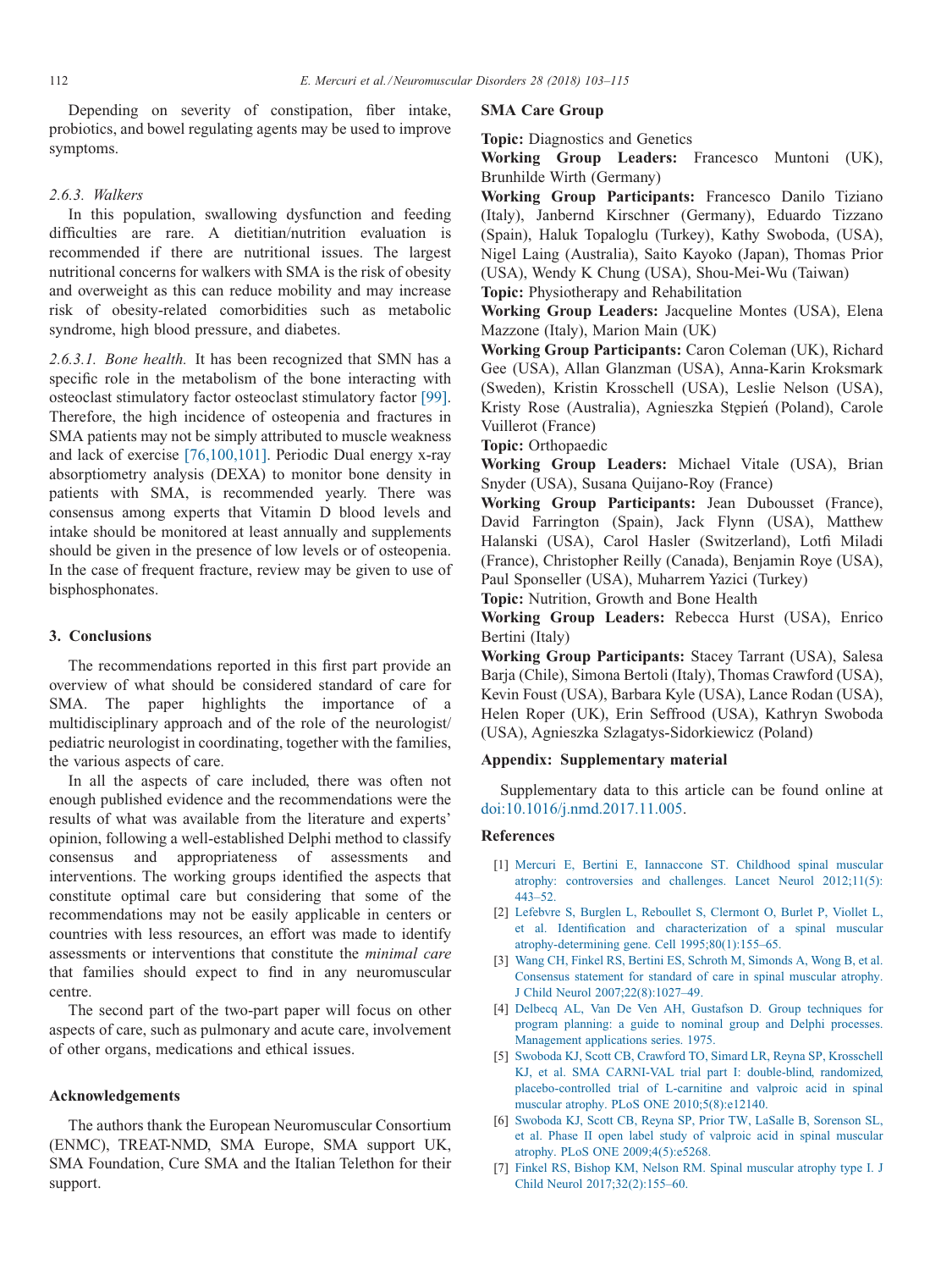Depending on severity of constipation, fiber intake, probiotics, and bowel regulating agents may be used to improve symptoms.

### 2.6.3. Walkers

In this population, swallowing dysfunction and feeding difficulties are rare. A dietitian/nutrition evaluation is recommended if there are nutritional issues. The largest nutritional concerns for walkers with SMA is the risk of obesity and overweight as this can reduce mobility and may increase risk of obesity-related comorbidities such as metabolic syndrome, high blood pressure, and diabetes.

*2.6.3.1. Bone health.* It has been recognized that SMN has a specific role in the metabolism of the bone interacting with osteoclast stimulatory factor osteoclast stimulatory factor [99]. Therefore, the high incidence of osteopenia and fractures in SMA patients may not be simply attributed to muscle weakness and lack of exercise [76,100,101]. Periodic Dual energy x-ray absorptiometry analysis (DEXA) to monitor bone density in patients with SMA, is recommended yearly. There was consensus among experts that Vitamin D blood levels and intake should be monitored at least annually and supplements should be given in the presence of low levels or of osteopenia. In the case of frequent fracture, review may be given to use of bisphosphonates.

## 3. Conclusions

The recommendations reported in this first part provide an overview of what should be considered standard of care for SMA. The paper highlights the importance of a multidisciplinary approach and of the role of the neurologist/pediatric neurologist in coordinating, together with the families, the various aspects of care.

In all the aspects of care included, there was often not enough published evidence and the recommendations were the results of what was available from the literature and experts' opinion, following a well-established Delphi method to classify consensus and appropriateness of assessments and interventions. The working groups identified the aspects that constitute optimal care but considering that some of the recommendations may not be easily applicable in centers or countries with less resources, an effort was made to identify assessments or interventions that constitute the *minimal care* that families should expect to find in any neuromuscular centre.

The second part of the two-part paper will focus on other aspects of care, such as pulmonary and acute care, involvement of other organs, medications and ethical issues.

## Acknowledgements

The authors thank the European Neuromuscular Consortium (ENMC), TREAT-NMD, SMA Europe, SMA support UK, SMA Foundation, Cure SMA and the Italian Telethon for their support.

## SMA Care Group

**Topic:** Diagnostics and Genetics

**Working Group Leaders:** Francesco Muntoni (UK), Brunhilde Wirth (Germany)

**Working Group Participants:** Francesco Danilo Tiziano (Italy), Janbernd Kirschner (Germany), Eduardo Tizzano (Spain), Haluk Topaloglu (Turkey), Kathy Swoboda, (USA), Nigel Laing (Australia), Saito Kayoko (Japan), Thomas Prior (USA), Wendy K Chung (USA), Shou-Mei-Wu (Taiwan)

**Topic:** Physiotherapy and Rehabilitation

**Working Group Leaders:** Jacqueline Montes (USA), Elena Mazzone (Italy), Marion Main (UK)

**Working Group Participants:** Caron Coleman (UK), Richard Gee (USA), Allan Glanzman (USA), Anna-Karin Kroksmark (Sweden), Kristin Krosschell (USA), Leslie Nelson (USA), Kristy Rose (Australia), Agnieszka Stępień (Poland), Carole Vuillerot (France)

**Topic:** Orthopaedic

**Working Group Leaders:** Michael Vitale (USA), Brian Snyder (USA), Susana Quijano-Roy (France)

**Working Group Participants:** Jean Dubousset (France), David Farrington (Spain), Jack Flynn (USA), Matthew Halanski (USA), Carol Hasler (Switzerland), Lotfi Miladi (France), Christopher Reilly (Canada), Benjamin Roye (USA), Paul Sponseller (USA), Muharrem Yazici (Turkey)

**Topic:** Nutrition, Growth and Bone Health

**Working Group Leaders:** Rebecca Hurst (USA), Enrico Bertini (Italy)

**Working Group Participants:** Stacey Tarrant (USA), Salesa Barja (Chile), Simona Bertoli (Italy), Thomas Crawford (USA), Kevin Foust (USA), Barbara Kyle (USA), Lance Rodan (USA), Helen Roper (UK), Erin Seffrood (USA), Kathryn Swoboda (USA), Agnieszka Szlagatys-Sidorkiewicz (Poland)

## Appendix: Supplementary material

Supplementary data to this article can be found online at doi:10.1016/j.nmd.2017.11.005.

## References

[1] Mercuri E, Bertini E, Iannaccone ST. Childhood spinal muscular atrophy: controversies and challenges. Lancet Neurol 2012;11(5):443–52.

[2] Lefebvre S, Burglen L, Reboullet S, Clermont O, Burlet P, Viollet L, et al. Identification and characterization of a spinal muscular atrophy-determining gene. Cell 1995;80(1):155–65.

[3] Wang CH, Finkel RS, Bertini ES, Schroth M, Simonds A, Wong B, et al. Consensus statement for standard of care in spinal muscular atrophy. J Child Neurol 2007;22(8):1027–49.

[4] Delbecq AL, Van De Ven AH, Gustafson D. Group techniques for program planning: a guide to nominal group and Delphi processes. Management applications series. 1975.

[5] Swoboda KJ, Scott CB, Crawford TO, Simard LR, Reyna SP, Krosschell KJ, et al. SMA CARNI-VAL trial part I: double-blind, randomized, placebo-controlled trial of L-carnitine and valproic acid in spinal muscular atrophy. PLoS ONE 2010;5(8):e12140.

[6] Swoboda KJ, Scott CB, Reyna SP, Prior TW, LaSalle B, Sorenson SL, et al. Phase II open label study of valproic acid in spinal muscular atrophy. PLoS ONE 2009;4(5):e5268.

[7] Finkel RS, Bishop KM, Nelson RM. Spinal muscular atrophy type I. J Child Neurol 2017;32(2):155–60.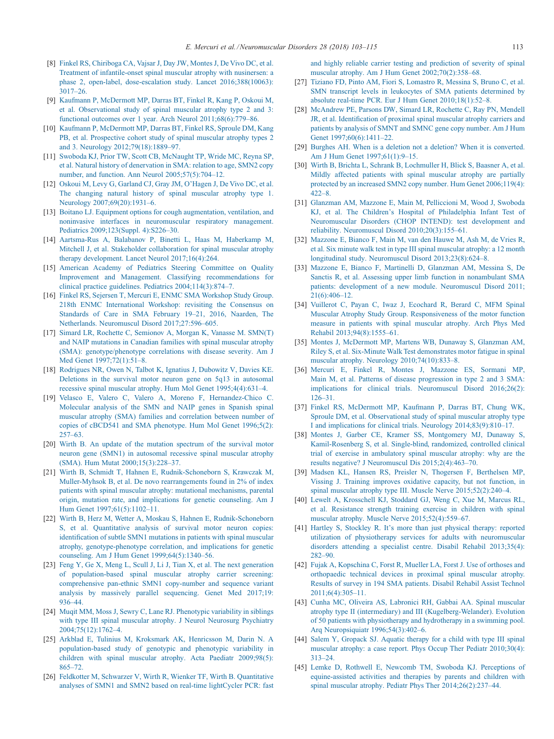[8] Finkel RS, Chiriboga CA, Vajsar J, Day JW, Montes J, De Vivo DC, et al. Treatment of infantile-onset spinal muscular atrophy with nusinersen: a phase 2, open-label, dose-escalation study. Lancet 2016;388(10063):3017–26.

[9] Kaufmann P, McDermott MP, Darras BT, Finkel R, Kang P, Oskoui M, et al. Observational study of spinal muscular atrophy type 2 and 3: functional outcomes over 1 year. Arch Neurol 2011;68(6):779–86.

[10] Kaufmann P, McDermott MP, Darras BT, Finkel RS, Sproule DM, Kang PB, et al. Prospective cohort study of spinal muscular atrophy types 2 and 3. Neurology 2012;79(18):1889–97.

[11] Swoboda KJ, Prior TW, Scott CB, McNaught TP, Wride MC, Reyna SP, et al. Natural history of denervation in SMA: relation to age, SMN2 copy number, and function. Ann Neurol 2005;57(5):704–12.

[12] Oskoui M, Levy G, Garland CJ, Gray JM, O'Hagen J, De Vivo DC, et al. The changing natural history of spinal muscular atrophy type 1. Neurology 2007;69(20):1931–6.

[13] Boitano LJ. Equipment options for cough augmentation, ventilation, and noninvasive interfaces in neuromuscular respiratory management. Pediatrics 2009;123(Suppl. 4):S226–30.

[14] Aartsma-Rus A, Balabanov P, Binetti L, Haas M, Haberkamp M, Mitchell J, et al. Stakeholder collaboration for spinal muscular atrophy therapy development. Lancet Neurol 2017;16(4):264.

[15] American Academy of Pediatrics Steering Committee on Quality Improvement and Management. Classifying recommendations for clinical practice guidelines. Pediatrics 2004;114(3):874–7.

[16] Finkel RS, Sejersen T, Mercuri E, ENMC SMA Workshop Study Group. 218th ENMC International Workshop: revisiting the Consensus on Standards of Care in SMA February 19–21, 2016, Naarden, The Netherlands. Neuromuscul Disord 2017;27:596–605.

[17] Simard LR, Rochette C, Semionov A, Morgan K, Vanasse M. SMN(T) and NAIP mutations in Canadian families with spinal muscular atrophy (SMA): genotype/phenotype correlations with disease severity. Am J Med Genet 1997;72(1):51–8.

[18] Rodrigues NR, Owen N, Talbot K, Ignatius J, Dubowitz V, Davies KE. Deletions in the survival motor neuron gene on 5q13 in autosomal recessive spinal muscular atrophy. Hum Mol Genet 1995;4(4):631–4.

[19] Velasco E, Valero C, Valero A, Moreno F, Hernandez-Chico C. Molecular analysis of the SMN and NAIP genes in Spanish spinal muscular atrophy (SMA) families and correlation between number of copies of cBCD541 and SMA phenotype. Hum Mol Genet 1996;5(2):257–63.

[20] Wirth B. An update of the mutation spectrum of the survival motor neuron gene (SMN1) in autosomal recessive spinal muscular atrophy (SMA). Hum Mutat 2000;15(3):228–37.

[21] Wirth B, Schmidt T, Hahnen E, Rudnik-Schoneborn S, Krawczak M, Muller-Myhsok B, et al. De novo rearrangements found in 2% of index patients with spinal muscular atrophy: mutational mechanisms, parental origin, mutation rate, and implications for genetic counseling. Am J Hum Genet 1997;61(5):1102–11.

[22] Wirth B, Herz M, Wetter A, Moskau S, Hahnen E, Rudnik-Schoneborn S, et al. Quantitative analysis of survival motor neuron copies: identification of subtle SMN1 mutations in patients with spinal muscular atrophy, genotype-phenotype correlation, and implications for genetic counseling. Am J Hum Genet 1999;64(5):1340–56.

[23] Feng Y, Ge X, Meng L, Scull J, Li J, Tian X, et al. The next generation of population-based spinal muscular atrophy carrier screening: comprehensive pan-ethnic SMN1 copy-number and sequence variant analysis by massively parallel sequencing. Genet Med 2017;19:936–44.

[24] Muqit MM, Moss J, Sewry C, Lane RJ. Phenotypic variability in siblings with type III spinal muscular atrophy. J Neurol Neurosurg Psychiatry 2004;75(12):1762–4.

[25] Arkblad E, Tulinius M, Kroksmark AK, Henricsson M, Darin N. A population-based study of genotypic and phenotypic variability in children with spinal muscular atrophy. Acta Paediatr 2009;98(5):865–72.

[26] Feldkotter M, Schwarzer V, Wirth R, Wienker TF, Wirth B. Quantitative analyses of SMN1 and SMN2 based on real-time lightCycler PCR: fast and highly reliable carrier testing and prediction of severity of spinal muscular atrophy. Am J Hum Genet 2002;70(2):358–68.

[27] Tiziano FD, Pinto AM, Fiori S, Lomastro R, Messina S, Bruno C, et al. SMN transcript levels in leukocytes of SMA patients determined by absolute real-time PCR. Eur J Hum Genet 2010;18(1):52–8.

[28] McAndrew PE, Parsons DW, Simard LR, Rochette C, Ray PN, Mendell JR, et al. Identification of proximal spinal muscular atrophy carriers and patients by analysis of SMNT and SMNC gene copy number. Am J Hum Genet 1997;60(6):1411–22.

[29] Burghes AH. When is a deletion not a deletion? When it is converted. Am J Hum Genet 1997;61(1):9–15.

[30] Wirth B, Brichta L, Schrank B, Lochmuller H, Blick S, Baasner A, et al. Mildly affected patients with spinal muscular atrophy are partially protected by an increased SMN2 copy number. Hum Genet 2006;119(4):422–8.

[31] Glanzman AM, Mazzone E, Main M, Pelliccioni M, Wood J, Swoboda KJ, et al. The Children's Hospital of Philadelphia Infant Test of Neuromuscular Disorders (CHOP INTEND): test development and reliability. Neuromuscul Disord 2010;20(3):155–61.

[32] Mazzone E, Bianco F, Main M, van den Hauwe M, Ash M, de Vries R, et al. Six minute walk test in type III spinal muscular atrophy: a 12 month longitudinal study. Neuromuscul Disord 2013;23(8):624–8.

[33] Mazzone E, Bianco F, Martinelli D, Glanzman AM, Messina S, De Sanctis R, et al. Assessing upper limb function in nonambulant SMA patients: development of a new module. Neuromuscul Disord 2011;21(6):406–12.

[34] Vuillerot C, Payan C, Iwaz J, Ecochard R, Berard C, MFM Spinal Muscular Atrophy Study Group. Responsiveness of the motor function measure in patients with spinal muscular atrophy. Arch Phys Med Rehabil 2013;94(8):1555–61.

[35] Montes J, McDermott MP, Martens WB, Dunaway S, Glanzman AM, Riley S, et al. Six-Minute Walk Test demonstrates motor fatigue in spinal muscular atrophy. Neurology 2010;74(10):833–8.

[36] Mercuri E, Finkel R, Montes J, Mazzone ES, Sormani MP, Main M, et al. Patterns of disease progression in type 2 and 3 SMA: implications for clinical trials. Neuromuscul Disord 2016;26(2):126–31.

[37] Finkel RS, McDermott MP, Kaufmann P, Darras BT, Chung WK, Sproule DM, et al. Observational study of spinal muscular atrophy type I and implications for clinical trials. Neurology 2014;83(9):810–17.

[38] Montes J, Garber CE, Kramer SS, Montgomery MJ, Dunaway S, Kamil-Rosenberg S, et al. Single-blind, randomized, controlled clinical trial of exercise in ambulatory spinal muscular atrophy: why are the results negative? J Neuromuscul Dis 2015;2(4):463–70.

[39] Madsen KL, Hansen RS, Preisler N, Thogersen F, Berthelsen MP, Vissing J. Training improves oxidative capacity, but not function, in spinal muscular atrophy type III. Muscle Nerve 2015;52(2):240–4.

[40] Lewelt A, Krosschell KJ, Stoddard GJ, Weng C, Xue M, Marcus RL, et al. Resistance strength training exercise in children with spinal muscular atrophy. Muscle Nerve 2015;52(4):559–67.

[41] Hartley S, Stockley R. It's more than just physical therapy: reported utilization of physiotherapy services for adults with neuromuscular disorders attending a specialist centre. Disabil Rehabil 2013;35(4):282–90.

[42] Fujak A, Kopschina C, Forst R, Mueller LA, Forst J. Use of orthoses and orthopaedic technical devices in proximal spinal muscular atrophy. Results of survey in 194 SMA patients. Disabil Rehabil Assist Technol 2011;6(4):305–11.

[43] Cunha MC, Oliveira AS, Labronici RH, Gabbai AA. Spinal muscular atrophy type II (intermediary) and III (Kugelberg-Welander). Evolution of 50 patients with physiotherapy and hydrotherapy in a swimming pool. Arq Neuropsiquiatr 1996;54(3):402–6.

[44] Salem Y, Gropack SJ. Aquatic therapy for a child with type III spinal muscular atrophy: a case report. Phys Occup Ther Pediatr 2010;30(4):313–24.

[45] Lemke D, Rothwell E, Newcomb TM, Swoboda KJ. Perceptions of equine-assisted activities and therapies by parents and children with spinal muscular atrophy. Pediatr Phys Ther 2014;26(2):237–44.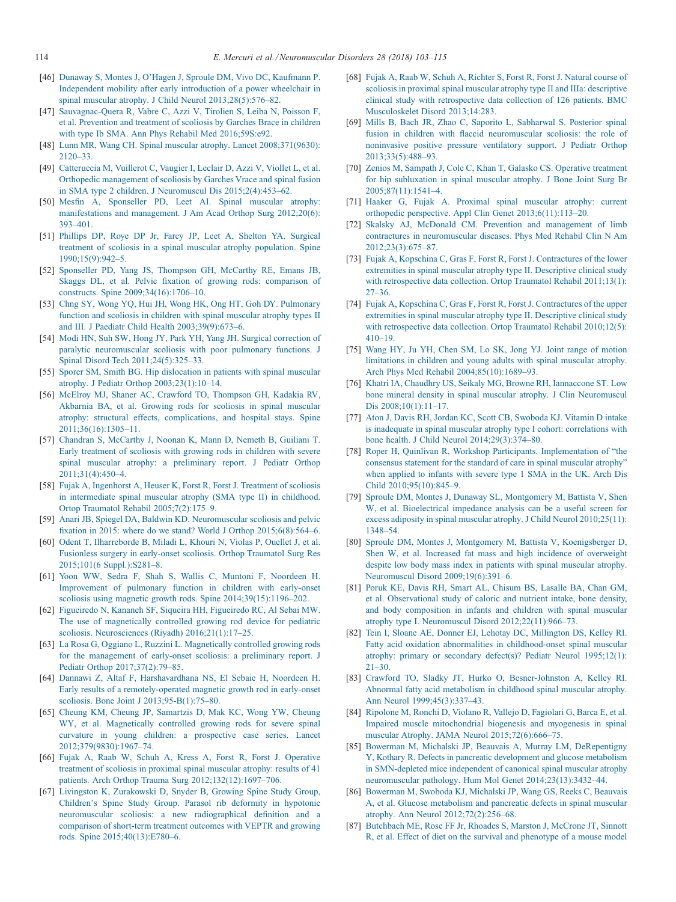[46] Dunaway S, Montes J, O'Hagen J, Sproule DM, Vivo DC, Kaufmann P. Independent mobility after early introduction of a power wheelchair in spinal muscular atrophy. J Child Neurol 2013;28(5):576–82.

[47] Sauvagnac-Quera R, Vabre C, Azzi V, Tirolien S, Leiba N, Poisson F, et al. Prevention and treatment of scoliosis by Garches Brace in children with type Ib SMA. Ann Phys Rehabil Med 2016;59S:e92.

[48] Lunn MR, Wang CH. Spinal muscular atrophy. Lancet 2008;371(9630): 2120–33.

[49] Catteruccia M, Vuillerot C, Vaugier I, Leclair D, Azzi V, Viollet L, et al. Orthopedic management of scoliosis by Garches Vrace and spinal fusion in SMA type 2 children. J Neuromuscul Dis 2015;2(4):453–62.

[50] Mesfin A, Sponseller PD, Leet AI. Spinal muscular atrophy: manifestations and management. J Am Acad Orthop Surg 2012;20(6): 393–401.

[51] Phillips DP, Roye DP Jr, Farcy JP, Leet A, Shelton YA. Surgical treatment of scoliosis in a spinal muscular atrophy population. Spine 1990;15(9):942–5.

[52] Sponseller PD, Yang JS, Thompson GH, McCarthy RE, Emans JB, Skaggs DL, et al. Pelvic fixation of growing rods: comparison of constructs. Spine 2009;34(16):1706–10.

[53] Chng SY, Wong YQ, Hui JH, Wong HK, Ong HT, Goh DY. Pulmonary function and scoliosis in children with spinal muscular atrophy types II and III. J Paediatr Child Health 2003;39(9):673–6.

[54] Modi HN, Suh SW, Hong JY, Park YH, Yang JH. Surgical correction of paralytic neuromuscular scoliosis with poor pulmonary functions. J Spinal Disord Tech 2011;24(5):325–33.

[55] Sporer SM, Smith BG. Hip dislocation in patients with spinal muscular atrophy. J Pediatr Orthop 2003;23(1):10–14.

[56] McElroy MJ, Shaner AC, Crawford TO, Thompson GH, Kadakia RV, Akbarnia BA, et al. Growing rods for scoliosis in spinal muscular atrophy: structural effects, complications, and hospital stays. Spine 2011;36(16):1305–11.

[57] Chandran S, McCarthy J, Noonan K, Mann D, Nemeth B, Guiliani T. Early treatment of scoliosis with growing rods in children with severe spinal muscular atrophy: a preliminary report. J Pediatr Orthop 2011;31(4):450–4.

[58] Fujak A, Ingenhorst A, Heuser K, Forst R, Forst J. Treatment of scoliosis in intermediate spinal muscular atrophy (SMA type II) in childhood. Ortop Traumatol Rehabil 2005;7(2):175–9.

[59] Anari JB, Spiegel DA, Baldwin KD. Neuromuscular scoliosis and pelvic fixation in 2015: where do we stand? World J Orthop 2015;6(8):564–6.

[60] Odent T, Ilharreborde B, Miladi L, Khouri N, Violas P, Ouellet J, et al. Fusionless surgery in early-onset scoliosis. Orthop Traumatol Surg Res 2015;101(6 Suppl.):S281–8.

[61] Yoon WW, Sedra F, Shah S, Wallis C, Muntoni F, Noordeen H. Improvement of pulmonary function in children with early-onset scoliosis using magnetic growth rods. Spine 2014;39(15):1196–202.

[62] Figueiredo N, Kananeh SF, Siqueira HH, Figueiredo RC, Al Sebai MW. The use of magnetically controlled growing rod device for pediatric scoliosis. Neurosciences (Riyadh) 2016;21(1):17–25.

[63] La Rosa G, Oggiano L, Ruzzini L. Magnetically controlled growing rods for the management of early-onset scoliosis: a preliminary report. J Pediatr Orthop 2017;37(2):79–85.

[64] Dannawi Z, Altaf F, Harshavardhana NS, El Sebaie H, Noordeen H. Early results of a remotely-operated magnetic growth rod in early-onset scoliosis. Bone Joint J 2013;95-B(1):75–80.

[65] Cheung KM, Cheung JP, Samartzis D, Mak KC, Wong YW, Cheung WY, et al. Magnetically controlled growing rods for severe spinal curvature in young children: a prospective case series. Lancet 2012;379(9830):1967–74.

[66] Fujak A, Raab W, Schuh A, Kress A, Forst R, Forst J. Operative treatment of scoliosis in proximal spinal muscular atrophy: results of 41 patients. Arch Orthop Trauma Surg 2012;132(12):1697–706.

[67] Livingston K, Zurakowski D, Snyder B, Growing Spine Study Group, Children's Spine Study Group. Parasol rib deformity in hypotonic neuromuscular scoliosis: a new radiographical definition and a comparison of short-term treatment outcomes with VEPTR and growing rods. Spine 2015;40(13):E780–6.

[68] Fujak A, Raab W, Schuh A, Richter S, Forst R, Forst J. Natural course of scoliosis in proximal spinal muscular atrophy type II and IIIa: descriptive clinical study with retrospective data collection of 126 patients. BMC Musculoskelet Disord 2013;14:283.

[69] Mills B, Bach JR, Zhao C, Saporito L, Sabharwal S. Posterior spinal fusion in children with flaccid neuromuscular scoliosis: the role of noninvasive positive pressure ventilatory support. J Pediatr Orthop 2013;33(5):488–93.

[70] Zenios M, Sampath J, Cole C, Khan T, Galasko CS. Operative treatment for hip subluxation in spinal muscular atrophy. J Bone Joint Surg Br 2005;87(11):1541–4.

[71] Haaker G, Fujak A. Proximal spinal muscular atrophy: current orthopedic perspective. Appl Clin Genet 2013;6(11):113–20.

[72] Skalsky AJ, McDonald CM. Prevention and management of limb contractures in neuromuscular diseases. Phys Med Rehabil Clin N Am 2012;23(3):675–87.

[73] Fujak A, Kopschina C, Gras F, Forst R, Forst J. Contractures of the lower extremities in spinal muscular atrophy type II. Descriptive clinical study with retrospective data collection. Ortop Traumatol Rehabil 2011;13(1): 27–36.

[74] Fujak A, Kopschina C, Gras F, Forst R, Forst J. Contractures of the upper extremities in spinal muscular atrophy type II. Descriptive clinical study with retrospective data collection. Ortop Traumatol Rehabil 2010;12(5): 410–19.

[75] Wang HY, Ju YH, Chen SM, Lo SK, Jong YJ. Joint range of motion limitations in children and young adults with spinal muscular atrophy. Arch Phys Med Rehabil 2004;85(10):1689–93.

[76] Khatri IA, Chaudhry US, Seikaly MG, Browne RH, Iannaccone ST. Low bone mineral density in spinal muscular atrophy. J Clin Neuromuscul Dis 2008;10(1):11–17.

[77] Aton J, Davis RH, Jordan KC, Scott CB, Swoboda KJ. Vitamin D intake is inadequate in spinal muscular atrophy type I cohort: correlations with bone health. J Child Neurol 2014;29(3):374–80.

[78] Roper H, Quinlivan R, Workshop Participants. Implementation of "the consensus statement for the standard of care in spinal muscular atrophy" when applied to infants with severe type 1 SMA in the UK. Arch Dis Child 2010;95(10):845–9.

[79] Sproule DM, Montes J, Dunaway SL, Montgomery M, Battista V, Shen W, et al. Bioelectrical impedance analysis can be a useful screen for excess adiposity in spinal muscular atrophy. J Child Neurol 2010;25(11): 1348–54.

[80] Sproule DM, Montes J, Montgomery M, Battista V, Koenigsberger D, Shen W, et al. Increased fat mass and high incidence of overweight despite low body mass index in patients with spinal muscular atrophy. Neuromuscul Disord 2009;19(6):391–6.

[81] Poruk KE, Davis RH, Smart AL, Chisum BS, Lasalle BA, Chan GM, et al. Observational study of caloric and nutrient intake, bone density, and body composition in infants and children with spinal muscular atrophy type I. Neuromuscul Disord 2012;22(11):966–73.

[82] Tein I, Sloane AE, Donner EJ, Lehotay DC, Millington DS, Kelley RI. Fatty acid oxidation abnormalities in childhood-onset spinal muscular atrophy: primary or secondary defect(s)? Pediatr Neurol 1995;12(1): 21–30.

[83] Crawford TO, Sladky JT, Hurko O, Besner-Johnston A, Kelley RI. Abnormal fatty acid metabolism in childhood spinal muscular atrophy. Ann Neurol 1999;45(3):337–43.

[84] Ripolone M, Ronchi D, Violano R, Vallejo D, Fagiolari G, Barca E, et al. Impaired muscle mitochondrial biogenesis and myogenesis in spinal muscular Atrophy. JAMA Neurol 2015;72(6):666–75.

[85] Bowerman M, Michalski JP, Beauvais A, Murray LM, DeRepentigny Y, Kothary R. Defects in pancreatic development and glucose metabolism in SMN-depleted mice independent of canonical spinal muscular atrophy neuromuscular pathology. Hum Mol Genet 2014;23(13):3432–44.

[86] Bowerman M, Swoboda KJ, Michalski JP, Wang GS, Reeks C, Beauvais A, et al. Glucose metabolism and pancreatic defects in spinal muscular atrophy. Ann Neurol 2012;72(2):256–68.

[87] Butchbach ME, Rose FF Jr, Rhoades S, Marston J, McCrone JT, Sinnott R, et al. Effect of diet on the survival and phenotype of a mouse model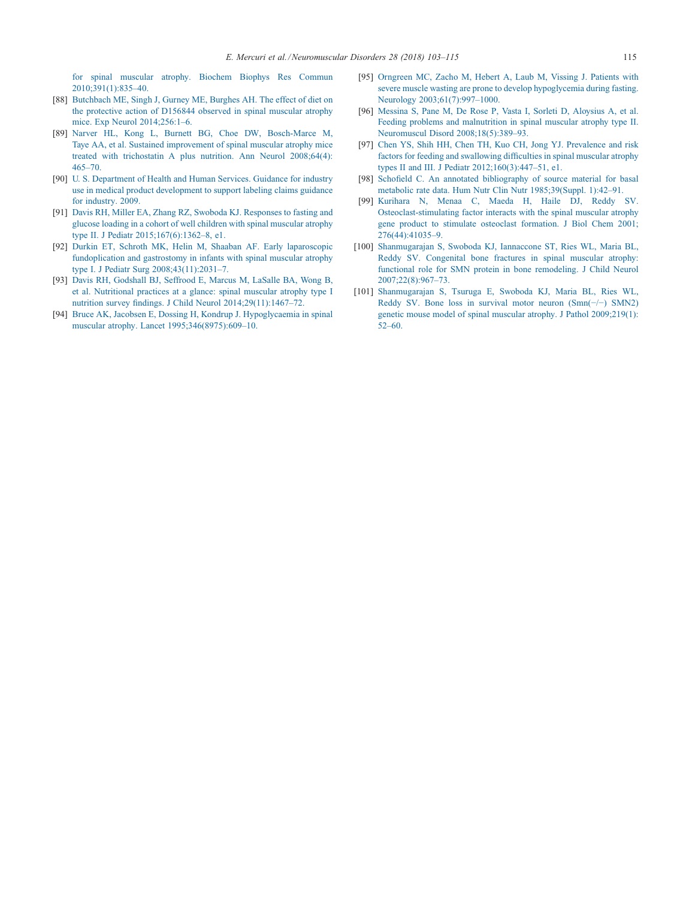for spinal muscular atrophy. Biochem Biophys Res Commun 2010;391(1):835–40.

[88] Butchbach ME, Singh J, Gurney ME, Burghes AH. The effect of diet on the protective action of D156844 observed in spinal muscular atrophy mice. Exp Neurol 2014;256:1–6.

[89] Narver HL, Kong L, Burnett BG, Choe DW, Bosch-Marce M, Taye AA, et al. Sustained improvement of spinal muscular atrophy mice treated with trichostatin A plus nutrition. Ann Neurol 2008;64(4): 465–70.

[90] U. S. Department of Health and Human Services. Guidance for industry use in medical product development to support labeling claims guidance for industry. 2009.

[91] Davis RH, Miller EA, Zhang RZ, Swoboda KJ. Responses to fasting and glucose loading in a cohort of well children with spinal muscular atrophy type II. J Pediatr 2015;167(6):1362–8, e1.

[92] Durkin ET, Schroth MK, Helin M, Shaaban AF. Early laparoscopic fundoplication and gastrostomy in infants with spinal muscular atrophy type I. J Pediatr Surg 2008;43(11):2031–7.

[93] Davis RH, Godshall BJ, Seffrood E, Marcus M, LaSalle BA, Wong B, et al. Nutritional practices at a glance: spinal muscular atrophy type I nutrition survey findings. J Child Neurol 2014;29(11):1467–72.

[94] Bruce AK, Jacobsen E, Dossing H, Kondrup J. Hypoglycaemia in spinal muscular atrophy. Lancet 1995;346(8975):609–10.

[95] Orngreen MC, Zacho M, Hebert A, Laub M, Vissing J. Patients with severe muscle wasting are prone to develop hypoglycemia during fasting. Neurology 2003;61(7):997–1000.

[96] Messina S, Pane M, De Rose P, Vasta I, Sorleti D, Aloysius A, et al. Feeding problems and malnutrition in spinal muscular atrophy type II. Neuromuscul Disord 2008;18(5):389–93.

[97] Chen YS, Shih HH, Chen TH, Kuo CH, Jong YJ. Prevalence and risk factors for feeding and swallowing difficulties in spinal muscular atrophy types II and III. J Pediatr 2012;160(3):447–51, e1.

[98] Schofield C. An annotated bibliography of source material for basal metabolic rate data. Hum Nutr Clin Nutr 1985;39(Suppl. 1):42–91.

[99] Kurihara N, Menaa C, Maeda H, Haile DJ, Reddy SV. Osteoclast-stimulating factor interacts with the spinal muscular atrophy gene product to stimulate osteoclast formation. J Biol Chem 2001; 276(44):41035–9.

[100] Shanmugarajan S, Swoboda KJ, Iannaccone ST, Ries WL, Maria BL, Reddy SV. Congenital bone fractures in spinal muscular atrophy: functional role for SMN protein in bone remodeling. J Child Neurol 2007;22(8):967–73.

[101] Shanmugarajan S, Tsuruga E, Swoboda KJ, Maria BL, Ries WL, Reddy SV. Bone loss in survival motor neuron (Smn(−/−) SMN2) genetic mouse model of spinal muscular atrophy. J Pathol 2009;219(1): 52–60.